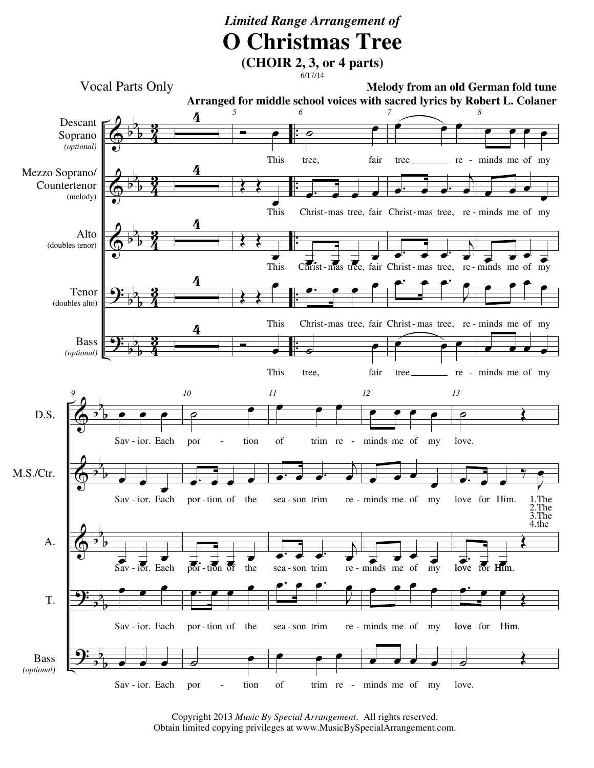*Limited Range Arrangement of*

# O Christmas Tree

**(CHOIR 2, 3, or 4 parts)**

6/17/14

Vocal Parts Only

**Melody from an old German fold tune**

**Arranged for middle school voices with sacred lyrics by Robert L. Colaner**

Descant Soprano *(optional)*: This tree, fair tree re - minds me of my Sav - ior. Each por - tion of trim re - minds me of my love.

Mezzo Soprano/Countertenor (melody): This Christ - mas tree, fair Christ - mas tree, re - minds me of my Sav - ior. Each por - tion of the sea - son trim re - minds me of my love for Him. 1.The 2.The 3.The 4.the

Alto (doubles tenor): This Christ - mas tree, fair Christ - mas tree, re - minds me of my Sav - ior. Each por - tion of the sea - son trim re - minds me of my love for Him.

Tenor (doubles alto): This Christ - mas tree, fair Christ - mas tree, re - minds me of my Sav - ior. Each por - tion of the sea - son trim re - minds me of my love for Him.

Bass *(optional)*: This tree, fair tree re - minds me of my Sav - ior. Each por - tion of trim re - minds me of my love.

Copyright 2013 *Music By Special Arrangement*. All rights reserved.
Obtain limited copying privileges at www.MusicBySpecialArrangement.com.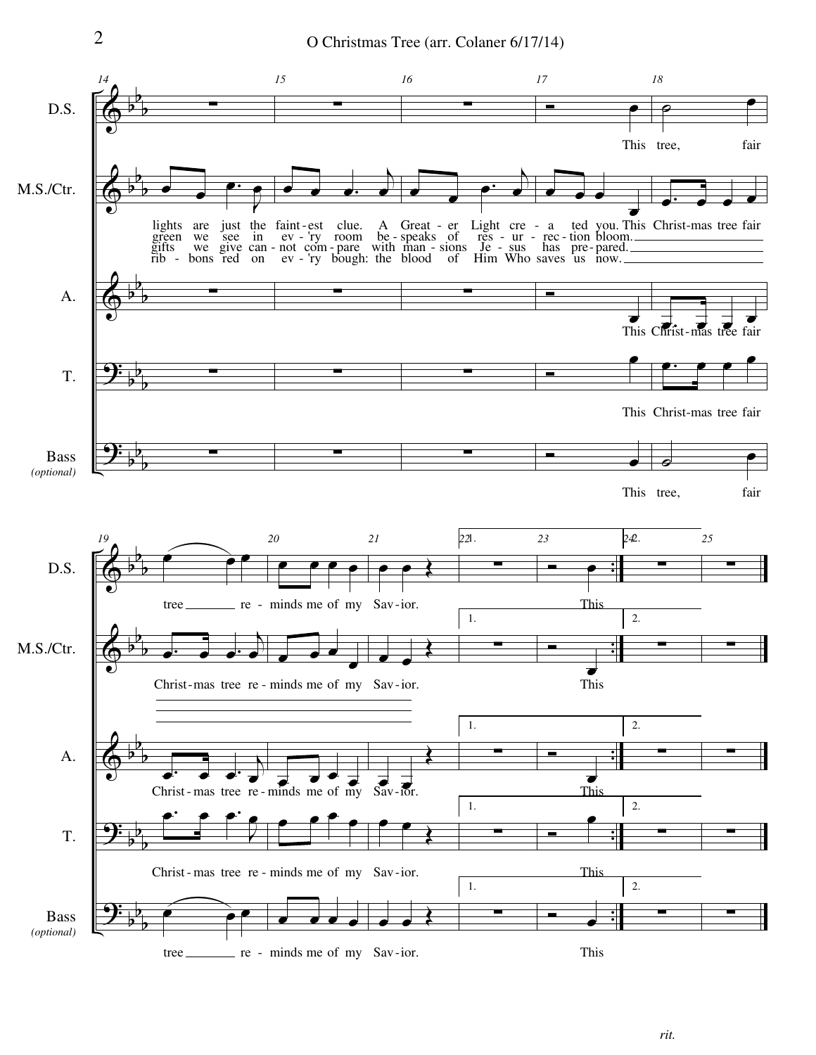D.S.

M.S./Ctr.

A.

T.

Bass
*(optional)*

This tree, fair tree re - minds me of my Sav-ior. This

lights are just the faint-est clue. A Great - er Light cre - a ted you. This Christ-mas tree fair Christ-mas tree re - minds me of my Sav-ior. This
green we see in ev - 'ry room be - speaks of res - ur - rec - tion bloom.
gifts we give can - not com - pare with man - sions Je - sus has pre - pared.
rib - bons red on ev - 'ry bough: the blood of Him Who saves us now.

This Christ-mas tree fair Christ-mas tree re - minds me of my Sav-ior. This

This Christ-mas tree fair Christ-mas tree re - minds me of my Sav-ior. This

This tree, fair tree re - minds me of my Sav-ior. This

*rit.*